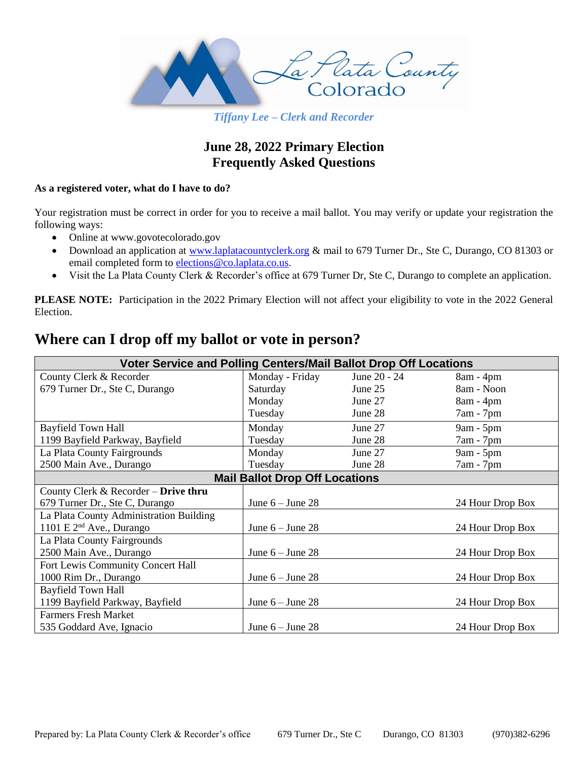La Plata County Colorado

*Tiffany Lee – Clerk and Recorder*

# June 28, 2022 Primary Election
# Frequently Asked Questions

**As a registered voter, what do I have to do?**

Your registration must be correct in order for you to receive a mail ballot. You may verify or update your registration the following ways:

- Online at www.govotecolorado.gov
- Download an application at www.laplatacountyclerk.org & mail to 679 Turner Dr., Ste C, Durango, CO 81303 or email completed form to elections@co.laplata.co.us.
- Visit the La Plata County Clerk & Recorder's office at 679 Turner Dr, Ste C, Durango to complete an application.

**PLEASE NOTE:** Participation in the 2022 Primary Election will not affect your eligibility to vote in the 2022 General Election.

## Where can I drop off my ballot or vote in person?

| Voter Service and Polling Centers/Mail Ballot Drop Off Locations | | | |
|---|---|---|---|
| County Clerk & Recorder<br>679 Turner Dr., Ste C, Durango | Monday - Friday<br>Saturday<br>Monday<br>Tuesday | June 20 - 24<br>June 25<br>June 27<br>June 28 | 8am - 4pm<br>8am - Noon<br>8am - 4pm<br>7am - 7pm |
| Bayfield Town Hall<br>1199 Bayfield Parkway, Bayfield | Monday<br>Tuesday | June 27<br>June 28 | 9am - 5pm<br>7am - 7pm |
| La Plata County Fairgrounds<br>2500 Main Ave., Durango | Monday<br>Tuesday | June 27<br>June 28 | 9am - 5pm<br>7am - 7pm |
| **Mail Ballot Drop Off Locations** | | | |
| County Clerk & Recorder – **Drive thru**<br>679 Turner Dr., Ste C, Durango | June 6 – June 28 | | 24 Hour Drop Box |
| La Plata County Administration Building<br>1101 E 2nd Ave., Durango | June 6 – June 28 | | 24 Hour Drop Box |
| La Plata County Fairgrounds<br>2500 Main Ave., Durango | June 6 – June 28 | | 24 Hour Drop Box |
| Fort Lewis Community Concert Hall<br>1000 Rim Dr., Durango | June 6 – June 28 | | 24 Hour Drop Box |
| Bayfield Town Hall<br>1199 Bayfield Parkway, Bayfield | June 6 – June 28 | | 24 Hour Drop Box |
| Farmers Fresh Market<br>535 Goddard Ave, Ignacio | June 6 – June 28 | | 24 Hour Drop Box |

Prepared by: La Plata County Clerk & Recorder's office 679 Turner Dr., Ste C Durango, CO 81303 (970)382-6296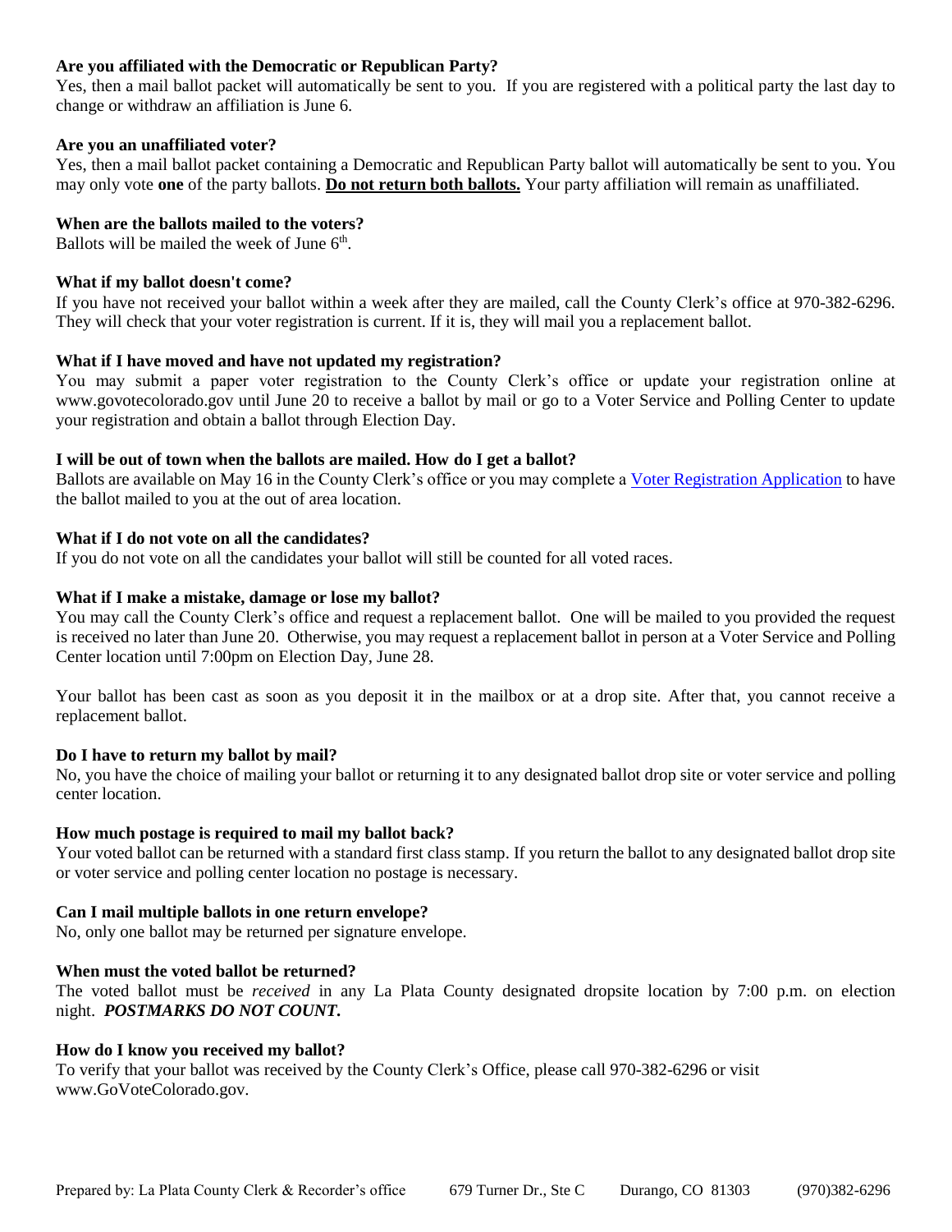**Are you affiliated with the Democratic or Republican Party?**

Yes, then a mail ballot packet will automatically be sent to you. If you are registered with a political party the last day to change or withdraw an affiliation is June 6.

**Are you an unaffiliated voter?**

Yes, then a mail ballot packet containing a Democratic and Republican Party ballot will automatically be sent to you. You may only vote **one** of the party ballots. **Do not return both ballots.** Your party affiliation will remain as unaffiliated.

**When are the ballots mailed to the voters?**

Ballots will be mailed the week of June 6th.

**What if my ballot doesn't come?**

If you have not received your ballot within a week after they are mailed, call the County Clerk's office at 970-382-6296. They will check that your voter registration is current. If it is, they will mail you a replacement ballot.

**What if I have moved and have not updated my registration?**

You may submit a paper voter registration to the County Clerk's office or update your registration online at www.govotecolorado.gov until June 20 to receive a ballot by mail or go to a Voter Service and Polling Center to update your registration and obtain a ballot through Election Day.

**I will be out of town when the ballots are mailed. How do I get a ballot?**

Ballots are available on May 16 in the County Clerk's office or you may complete a Voter Registration Application to have the ballot mailed to you at the out of area location.

**What if I do not vote on all the candidates?**

If you do not vote on all the candidates your ballot will still be counted for all voted races.

**What if I make a mistake, damage or lose my ballot?**

You may call the County Clerk's office and request a replacement ballot. One will be mailed to you provided the request is received no later than June 20. Otherwise, you may request a replacement ballot in person at a Voter Service and Polling Center location until 7:00pm on Election Day, June 28.

Your ballot has been cast as soon as you deposit it in the mailbox or at a drop site. After that, you cannot receive a replacement ballot.

**Do I have to return my ballot by mail?**

No, you have the choice of mailing your ballot or returning it to any designated ballot drop site or voter service and polling center location.

**How much postage is required to mail my ballot back?**

Your voted ballot can be returned with a standard first class stamp. If you return the ballot to any designated ballot drop site or voter service and polling center location no postage is necessary.

**Can I mail multiple ballots in one return envelope?**

No, only one ballot may be returned per signature envelope.

**When must the voted ballot be returned?**

The voted ballot must be *received* in any La Plata County designated dropsite location by 7:00 p.m. on election night. ***POSTMARKS DO NOT COUNT.***

**How do I know you received my ballot?**

To verify that your ballot was received by the County Clerk's Office, please call 970-382-6296 or visit www.GoVoteColorado.gov.

Prepared by: La Plata County Clerk & Recorder's office 679 Turner Dr., Ste C Durango, CO 81303 (970)382-6296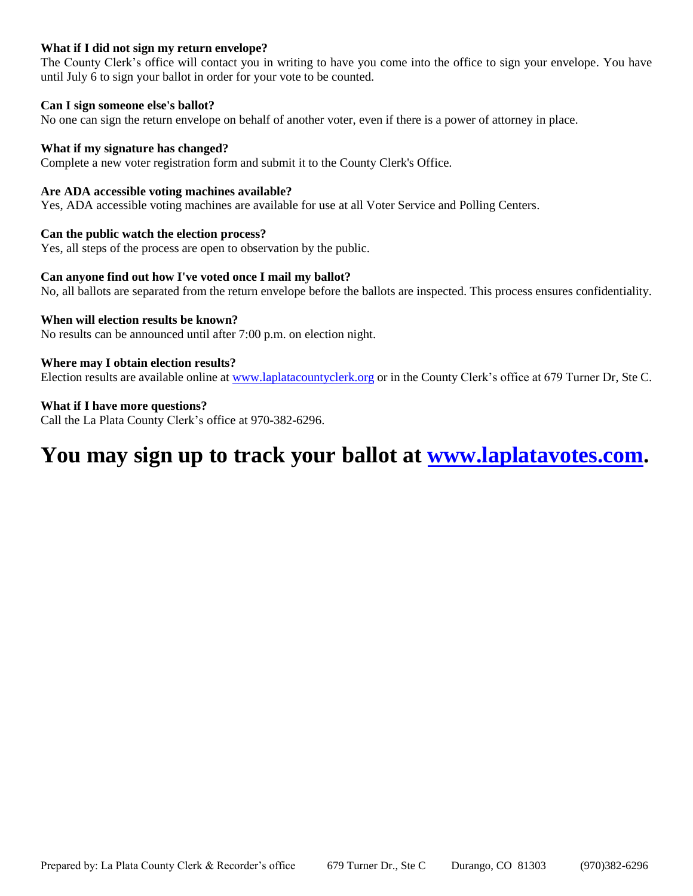**What if I did not sign my return envelope?**
The County Clerk's office will contact you in writing to have you come into the office to sign your envelope. You have until July 6 to sign your ballot in order for your vote to be counted.

**Can I sign someone else's ballot?**
No one can sign the return envelope on behalf of another voter, even if there is a power of attorney in place.

**What if my signature has changed?**
Complete a new voter registration form and submit it to the County Clerk's Office.

**Are ADA accessible voting machines available?**
Yes, ADA accessible voting machines are available for use at all Voter Service and Polling Centers.

**Can the public watch the election process?**
Yes, all steps of the process are open to observation by the public.

**Can anyone find out how I've voted once I mail my ballot?**
No, all ballots are separated from the return envelope before the ballots are inspected. This process ensures confidentiality.

**When will election results be known?**
No results can be announced until after 7:00 p.m. on election night.

**Where may I obtain election results?**
Election results are available online at [www.laplatacountyclerk.org](http://www.laplatacountyclerk.org) or in the County Clerk's office at 679 Turner Dr, Ste C.

**What if I have more questions?**
Call the La Plata County Clerk's office at 970-382-6296.

# You may sign up to track your ballot at [www.laplatavotes.com](http://www.laplatavotes.com).

Prepared by: La Plata County Clerk & Recorder's office    679 Turner Dr., Ste C    Durango, CO 81303    (970)382-6296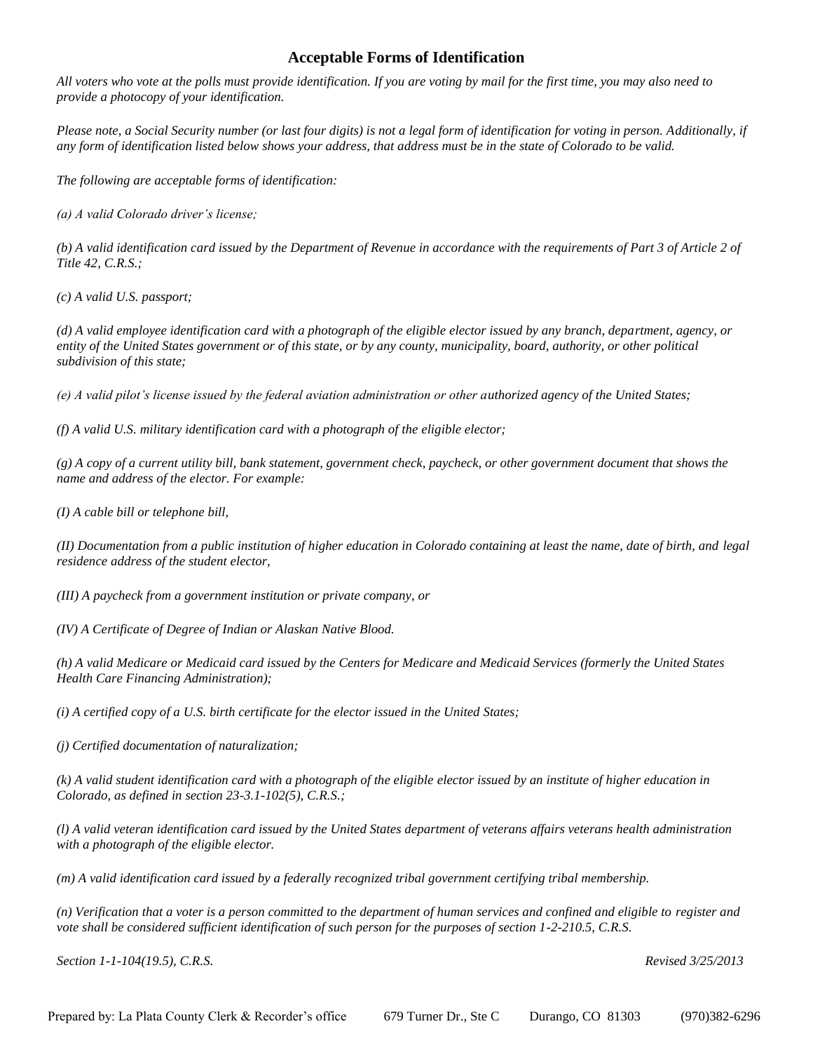## Acceptable Forms of Identification

*All voters who vote at the polls must provide identification. If you are voting by mail for the first time, you may also need to provide a photocopy of your identification.*

*Please note, a Social Security number (or last four digits) is not a legal form of identification for voting in person. Additionally, if any form of identification listed below shows your address, that address must be in the state of Colorado to be valid.*

*The following are acceptable forms of identification:*

*(a) A valid Colorado driver's license;*

*(b) A valid identification card issued by the Department of Revenue in accordance with the requirements of Part 3 of Article 2 of Title 42, C.R.S.;*

*(c) A valid U.S. passport;*

*(d) A valid employee identification card with a photograph of the eligible elector issued by any branch, department, agency, or entity of the United States government or of this state, or by any county, municipality, board, authority, or other political subdivision of this state;*

*(e) A valid pilot's license issued by the federal aviation administration or other authorized agency of the United States;*

*(f) A valid U.S. military identification card with a photograph of the eligible elector;*

*(g) A copy of a current utility bill, bank statement, government check, paycheck, or other government document that shows the name and address of the elector. For example:*

*(I) A cable bill or telephone bill,*

*(II) Documentation from a public institution of higher education in Colorado containing at least the name, date of birth, and legal residence address of the student elector,*

*(III) A paycheck from a government institution or private company, or*

*(IV) A Certificate of Degree of Indian or Alaskan Native Blood.*

*(h) A valid Medicare or Medicaid card issued by the Centers for Medicare and Medicaid Services (formerly the United States Health Care Financing Administration);*

*(i) A certified copy of a U.S. birth certificate for the elector issued in the United States;*

*(j) Certified documentation of naturalization;*

*(k) A valid student identification card with a photograph of the eligible elector issued by an institute of higher education in Colorado, as defined in section 23-3.1-102(5), C.R.S.;*

*(l) A valid veteran identification card issued by the United States department of veterans affairs veterans health administration with a photograph of the eligible elector.*

*(m) A valid identification card issued by a federally recognized tribal government certifying tribal membership.*

*(n) Verification that a voter is a person committed to the department of human services and confined and eligible to register and vote shall be considered sufficient identification of such person for the purposes of section 1-2-210.5, C.R.S.*

*Section 1-1-104(19.5), C.R.S.* *Revised 3/25/2013*

Prepared by: La Plata County Clerk & Recorder's office 679 Turner Dr., Ste C Durango, CO 81303 (970)382-6296